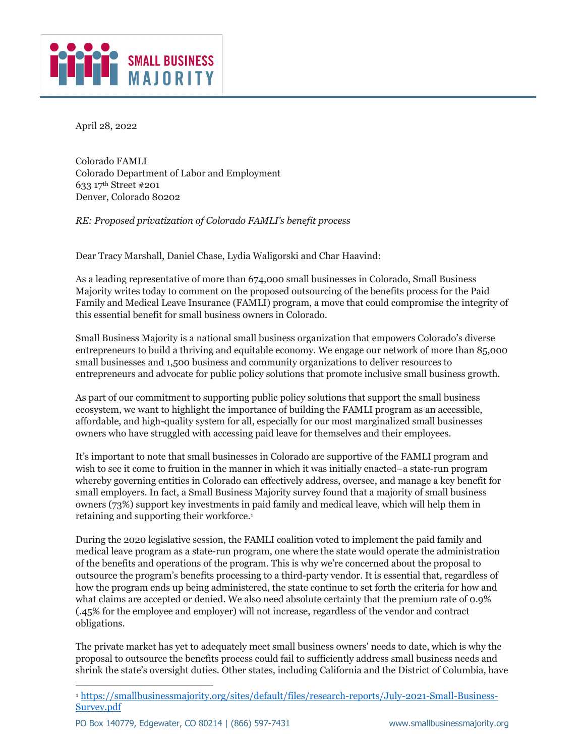April 28, 2022

Colorado FAMLI
Colorado Department of Labor and Employment
633 17th Street #201
Denver, Colorado 80202

*RE: Proposed privatization of Colorado FAMLI's benefit process*

Dear Tracy Marshall, Daniel Chase, Lydia Waligorski and Char Haavind:

As a leading representative of more than 674,000 small businesses in Colorado, Small Business Majority writes today to comment on the proposed outsourcing of the benefits process for the Paid Family and Medical Leave Insurance (FAMLI) program, a move that could compromise the integrity of this essential benefit for small business owners in Colorado.

Small Business Majority is a national small business organization that empowers Colorado's diverse entrepreneurs to build a thriving and equitable economy. We engage our network of more than 85,000 small businesses and 1,500 business and community organizations to deliver resources to entrepreneurs and advocate for public policy solutions that promote inclusive small business growth.

As part of our commitment to supporting public policy solutions that support the small business ecosystem, we want to highlight the importance of building the FAMLI program as an accessible, affordable, and high-quality system for all, especially for our most marginalized small businesses owners who have struggled with accessing paid leave for themselves and their employees.

It's important to note that small businesses in Colorado are supportive of the FAMLI program and wish to see it come to fruition in the manner in which it was initially enacted–a state-run program whereby governing entities in Colorado can effectively address, oversee, and manage a key benefit for small employers. In fact, a Small Business Majority survey found that a majority of small business owners (73%) support key investments in paid family and medical leave, which will help them in retaining and supporting their workforce.[1]

During the 2020 legislative session, the FAMLI coalition voted to implement the paid family and medical leave program as a state-run program, one where the state would operate the administration of the benefits and operations of the program. This is why we're concerned about the proposal to outsource the program's benefits processing to a third-party vendor. It is essential that, regardless of how the program ends up being administered, the state continue to set forth the criteria for how and what claims are accepted or denied. We also need absolute certainty that the premium rate of 0.9% (.45% for the employee and employer) will not increase, regardless of the vendor and contract obligations.

The private market has yet to adequately meet small business owners' needs to date, which is why the proposal to outsource the benefits process could fail to sufficiently address small business needs and shrink the state's oversight duties. Other states, including California and the District of Columbia, have

---

[1] https://smallbusinessmajority.org/sites/default/files/research-reports/July-2021-Small-Business-Survey.pdf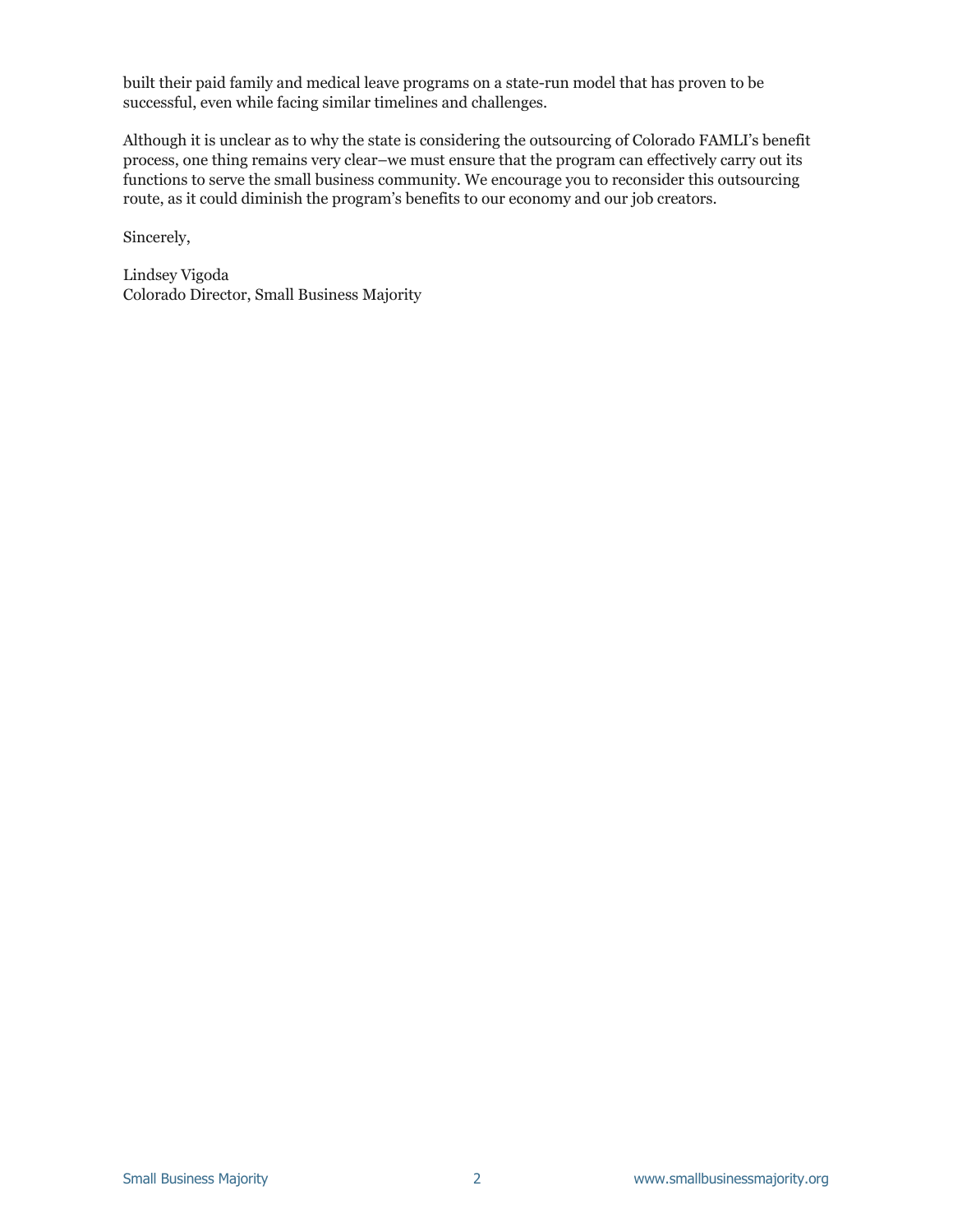built their paid family and medical leave programs on a state-run model that has proven to be successful, even while facing similar timelines and challenges.

Although it is unclear as to why the state is considering the outsourcing of Colorado FAMLI's benefit process, one thing remains very clear–we must ensure that the program can effectively carry out its functions to serve the small business community. We encourage you to reconsider this outsourcing route, as it could diminish the program's benefits to our economy and our job creators.

Sincerely,

Lindsey Vigoda
Colorado Director, Small Business Majority